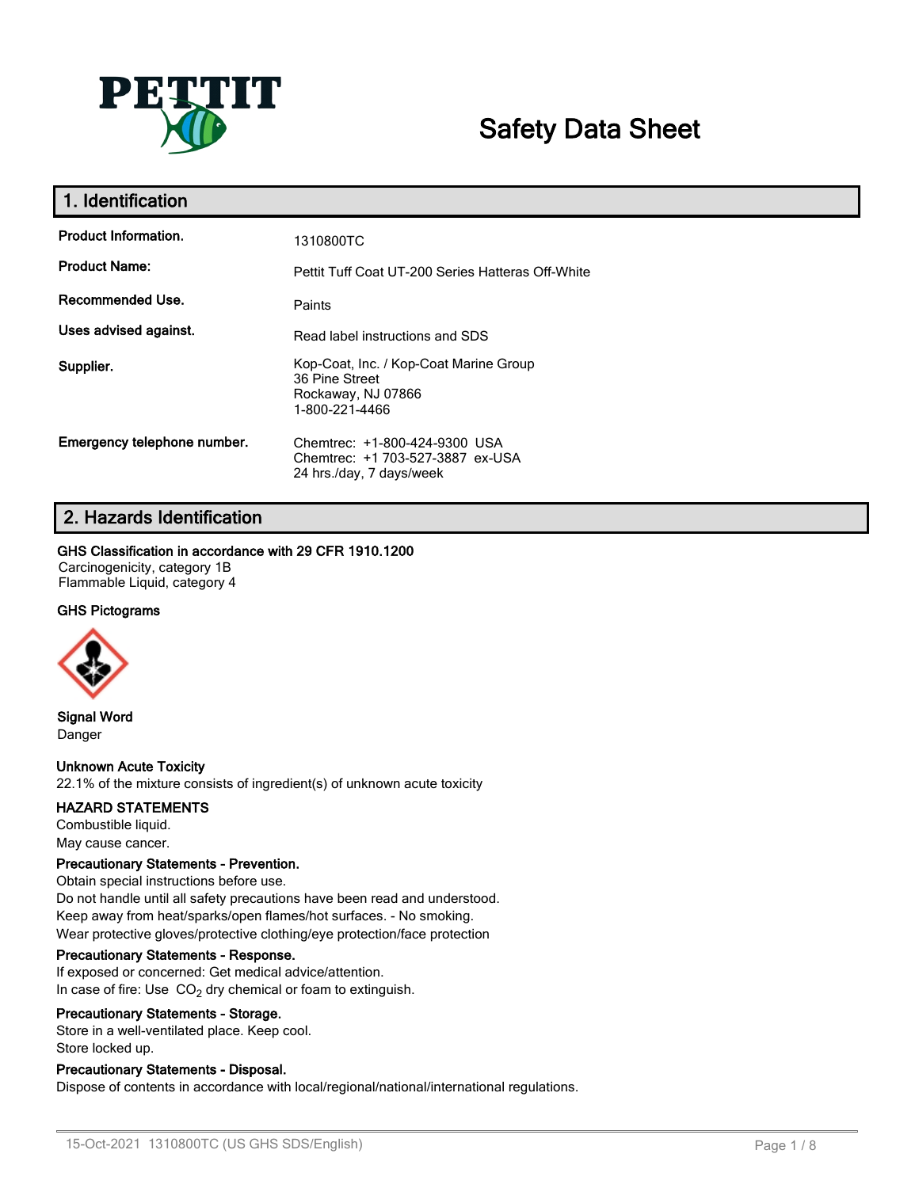# Safety Data Sheet

## 1. Identification

| | |
|---|---|
| **Product Information.** | 1310800TC |
| **Product Name:** | Pettit Tuff Coat UT-200 Series Hatteras Off-White |
| **Recommended Use.** | Paints |
| **Uses advised against.** | Read label instructions and SDS |
| **Supplier.** | Kop-Coat, Inc. / Kop-Coat Marine Group<br>36 Pine Street<br>Rockaway, NJ 07866<br>1-800-221-4466 |
| **Emergency telephone number.** | Chemtrec: +1-800-424-9300 USA<br>Chemtrec: +1 703-527-3887 ex-USA<br>24 hrs./day, 7 days/week |

## 2. Hazards Identification

**GHS Classification in accordance with 29 CFR 1910.1200**

Carcinogenicity, category 1B
Flammable Liquid, category 4

**GHS Pictograms**

**Signal Word**
Danger

**Unknown Acute Toxicity**
22.1% of the mixture consists of ingredient(s) of unknown acute toxicity

**HAZARD STATEMENTS**
Combustible liquid.
May cause cancer.

**Precautionary Statements - Prevention.**
Obtain special instructions before use.
Do not handle until all safety precautions have been read and understood.
Keep away from heat/sparks/open flames/hot surfaces. - No smoking.
Wear protective gloves/protective clothing/eye protection/face protection

**Precautionary Statements - Response.**
If exposed or concerned: Get medical advice/attention.
In case of fire: Use $CO_2$ dry chemical or foam to extinguish.

**Precautionary Statements - Storage.**
Store in a well-ventilated place. Keep cool.
Store locked up.

**Precautionary Statements - Disposal.**
Dispose of contents in accordance with local/regional/national/international regulations.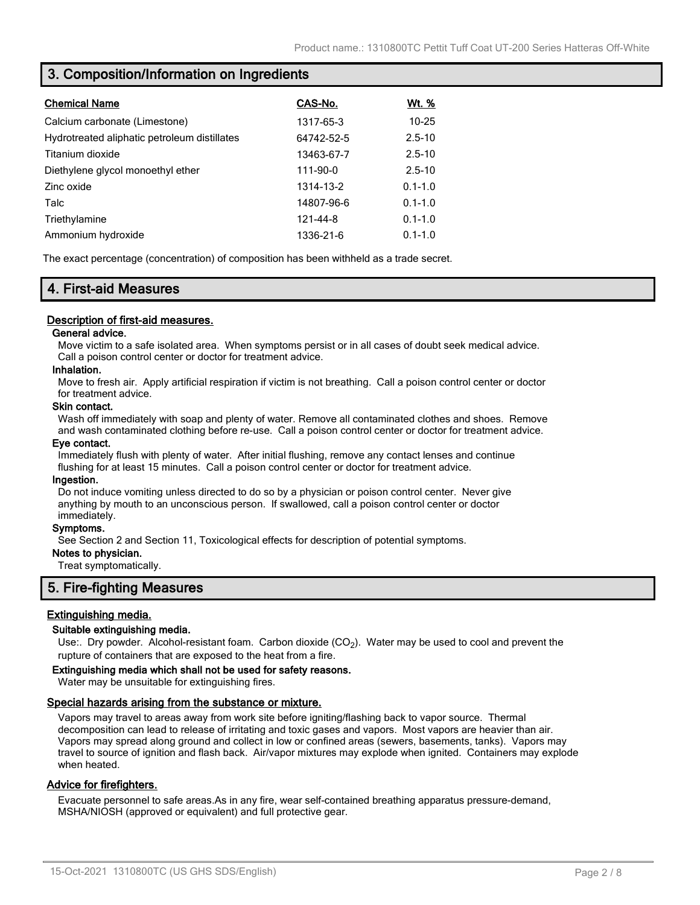## 3. Composition/Information on Ingredients

| Chemical Name | CAS-No. | Wt. % |
|---|---|---|
| Calcium carbonate (Limestone) | 1317-65-3 | 10-25 |
| Hydrotreated aliphatic petroleum distillates | 64742-52-5 | 2.5-10 |
| Titanium dioxide | 13463-67-7 | 2.5-10 |
| Diethylene glycol monoethyl ether | 111-90-0 | 2.5-10 |
| Zinc oxide | 1314-13-2 | 0.1-1.0 |
| Talc | 14807-96-6 | 0.1-1.0 |
| Triethylamine | 121-44-8 | 0.1-1.0 |
| Ammonium hydroxide | 1336-21-6 | 0.1-1.0 |

The exact percentage (concentration) of composition has been withheld as a trade secret.

## 4. First-aid Measures

### Description of first-aid measures.

**General advice.**

Move victim to a safe isolated area. When symptoms persist or in all cases of doubt seek medical advice. Call a poison control center or doctor for treatment advice.

**Inhalation.**

Move to fresh air. Apply artificial respiration if victim is not breathing. Call a poison control center or doctor for treatment advice.

**Skin contact.**

Wash off immediately with soap and plenty of water. Remove all contaminated clothes and shoes. Remove and wash contaminated clothing before re-use. Call a poison control center or doctor for treatment advice.

**Eye contact.**

Immediately flush with plenty of water. After initial flushing, remove any contact lenses and continue flushing for at least 15 minutes. Call a poison control center or doctor for treatment advice.

**Ingestion.**

Do not induce vomiting unless directed to do so by a physician or poison control center. Never give anything by mouth to an unconscious person. If swallowed, call a poison control center or doctor immediately.

**Symptoms.**

See Section 2 and Section 11, Toxicological effects for description of potential symptoms.

**Notes to physician.**

Treat symptomatically.

## 5. Fire-fighting Measures

### Extinguishing media.

**Suitable extinguishing media.**

Use:. Dry powder. Alcohol-resistant foam. Carbon dioxide ($CO_2$). Water may be used to cool and prevent the rupture of containers that are exposed to the heat from a fire.

**Extinguishing media which shall not be used for safety reasons.**

Water may be unsuitable for extinguishing fires.

### Special hazards arising from the substance or mixture.

Vapors may travel to areas away from work site before igniting/flashing back to vapor source. Thermal decomposition can lead to release of irritating and toxic gases and vapors. Most vapors are heavier than air. Vapors may spread along ground and collect in low or confined areas (sewers, basements, tanks). Vapors may travel to source of ignition and flash back. Air/vapor mixtures may explode when ignited. Containers may explode when heated.

### Advice for firefighters.

Evacuate personnel to safe areas.As in any fire, wear self-contained breathing apparatus pressure-demand, MSHA/NIOSH (approved or equivalent) and full protective gear.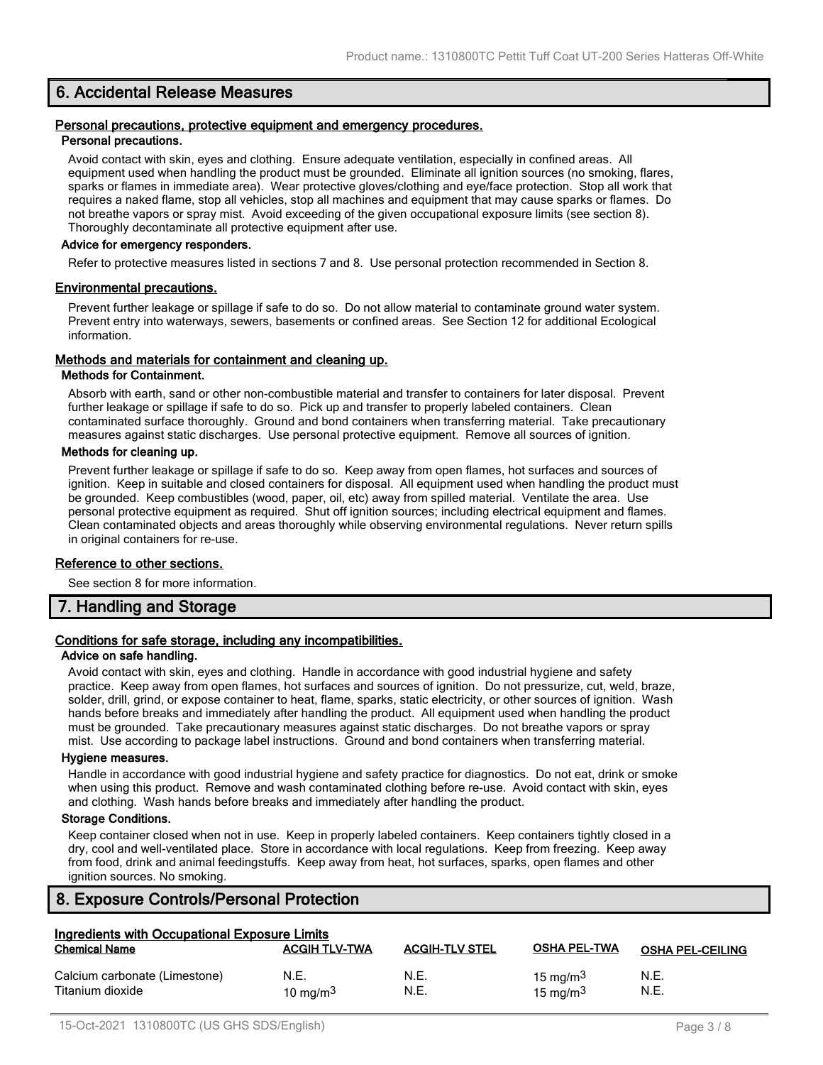## 6. Accidental Release Measures

### Personal precautions, protective equipment and emergency procedures.

#### Personal precautions.

Avoid contact with skin, eyes and clothing. Ensure adequate ventilation, especially in confined areas. All equipment used when handling the product must be grounded. Eliminate all ignition sources (no smoking, flares, sparks or flames in immediate area). Wear protective gloves/clothing and eye/face protection. Stop all work that requires a naked flame, stop all vehicles, stop all machines and equipment that may cause sparks or flames. Do not breathe vapors or spray mist. Avoid exceeding of the given occupational exposure limits (see section 8). Thoroughly decontaminate all protective equipment after use.

#### Advice for emergency responders.

Refer to protective measures listed in sections 7 and 8. Use personal protection recommended in Section 8.

### Environmental precautions.

Prevent further leakage or spillage if safe to do so. Do not allow material to contaminate ground water system. Prevent entry into waterways, sewers, basements or confined areas. See Section 12 for additional Ecological information.

### Methods and materials for containment and cleaning up.

#### Methods for Containment.

Absorb with earth, sand or other non-combustible material and transfer to containers for later disposal. Prevent further leakage or spillage if safe to do so. Pick up and transfer to properly labeled containers. Clean contaminated surface thoroughly. Ground and bond containers when transferring material. Take precautionary measures against static discharges. Use personal protective equipment. Remove all sources of ignition.

#### Methods for cleaning up.

Prevent further leakage or spillage if safe to do so. Keep away from open flames, hot surfaces and sources of ignition. Keep in suitable and closed containers for disposal. All equipment used when handling the product must be grounded. Keep combustibles (wood, paper, oil, etc) away from spilled material. Ventilate the area. Use personal protective equipment as required. Shut off ignition sources; including electrical equipment and flames. Clean contaminated objects and areas thoroughly while observing environmental regulations. Never return spills in original containers for re-use.

### Reference to other sections.

See section 8 for more information.

## 7. Handling and Storage

### Conditions for safe storage, including any incompatibilities.

#### Advice on safe handling.

Avoid contact with skin, eyes and clothing. Handle in accordance with good industrial hygiene and safety practice. Keep away from open flames, hot surfaces and sources of ignition. Do not pressurize, cut, weld, braze, solder, drill, grind, or expose container to heat, flame, sparks, static electricity, or other sources of ignition. Wash hands before breaks and immediately after handling the product. All equipment used when handling the product must be grounded. Take precautionary measures against static discharges. Do not breathe vapors or spray mist. Use according to package label instructions. Ground and bond containers when transferring material.

#### Hygiene measures.

Handle in accordance with good industrial hygiene and safety practice for diagnostics. Do not eat, drink or smoke when using this product. Remove and wash contaminated clothing before re-use. Avoid contact with skin, eyes and clothing. Wash hands before breaks and immediately after handling the product.

#### Storage Conditions.

Keep container closed when not in use. Keep in properly labeled containers. Keep containers tightly closed in a dry, cool and well-ventilated place. Store in accordance with local regulations. Keep from freezing. Keep away from food, drink and animal feedingstuffs. Keep away from heat, hot surfaces, sparks, open flames and other ignition sources. No smoking.

## 8. Exposure Controls/Personal Protection

### Ingredients with Occupational Exposure Limits

| Chemical Name | ACGIH TLV-TWA | ACGIH-TLV STEL | OSHA PEL-TWA | OSHA PEL-CEILING |
|---|---|---|---|---|
| Calcium carbonate (Limestone) | N.E. | N.E. | 15 mg/m$^3$ | N.E. |
| Titanium dioxide | 10 mg/m$^3$ | N.E. | 15 mg/m$^3$ | N.E. |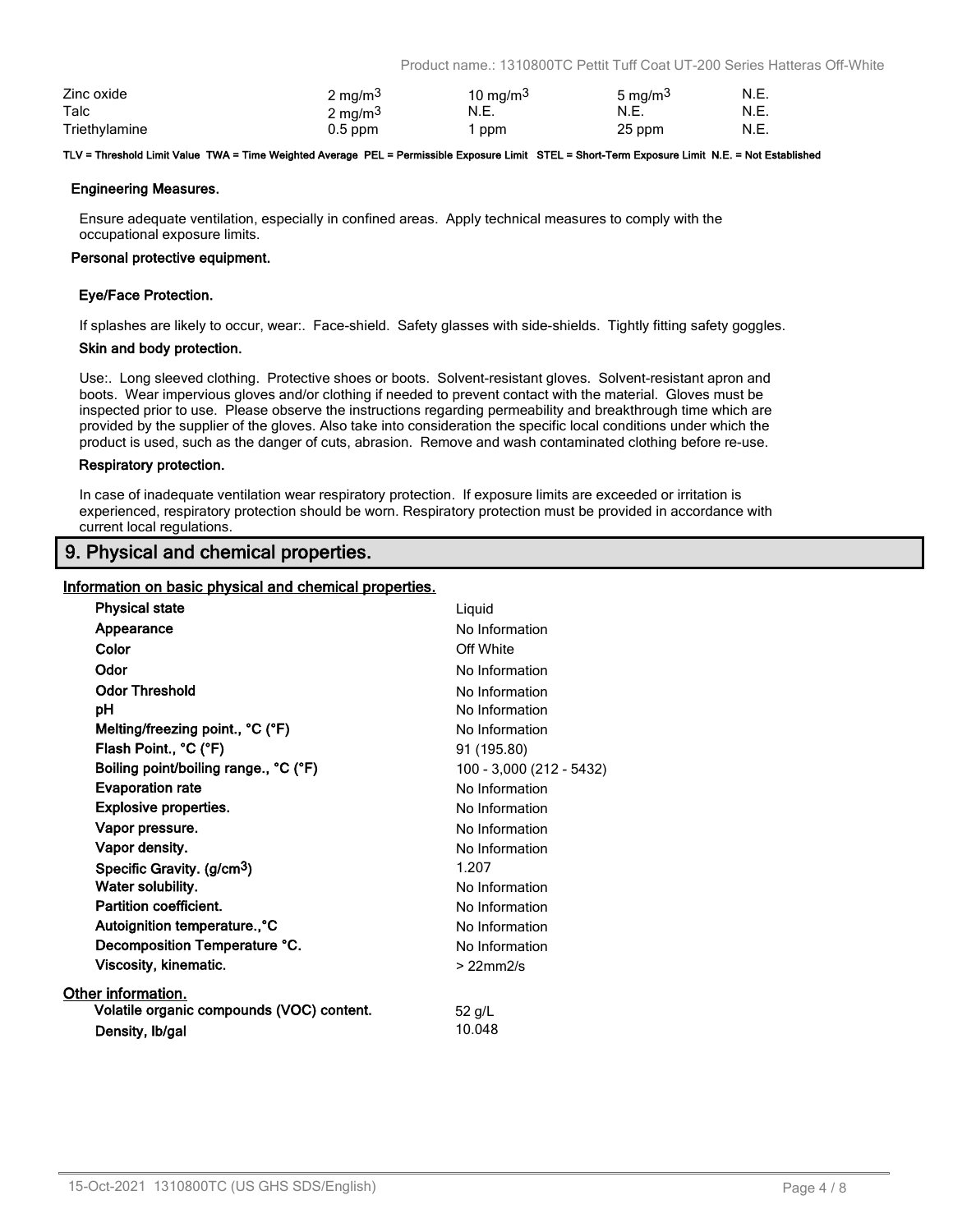| | | | | |
|---|---|---|---|---|
| Zinc oxide | 2 mg/m$^3$ | 10 mg/m$^3$ | 5 mg/m$^3$ | N.E. |
| Talc | 2 mg/m$^3$ | N.E. | N.E. | N.E. |
| Triethylamine | 0.5 ppm | 1 ppm | 25 ppm | N.E. |

**TLV = Threshold Limit Value TWA = Time Weighted Average PEL = Permissible Exposure Limit STEL = Short-Term Exposure Limit N.E. = Not Established**

**Engineering Measures.**

Ensure adequate ventilation, especially in confined areas. Apply technical measures to comply with the occupational exposure limits.

**Personal protective equipment.**

**Eye/Face Protection.**

If splashes are likely to occur, wear:. Face-shield. Safety glasses with side-shields. Tightly fitting safety goggles.

**Skin and body protection.**

Use:. Long sleeved clothing. Protective shoes or boots. Solvent-resistant gloves. Solvent-resistant apron and boots. Wear impervious gloves and/or clothing if needed to prevent contact with the material. Gloves must be inspected prior to use. Please observe the instructions regarding permeability and breakthrough time which are provided by the supplier of the gloves. Also take into consideration the specific local conditions under which the product is used, such as the danger of cuts, abrasion. Remove and wash contaminated clothing before re-use.

**Respiratory protection.**

In case of inadequate ventilation wear respiratory protection. If exposure limits are exceeded or irritation is experienced, respiratory protection should be worn. Respiratory protection must be provided in accordance with current local regulations.

## 9. Physical and chemical properties.

**Information on basic physical and chemical properties.**

| | |
|---|---|
| **Physical state** | Liquid |
| **Appearance** | No Information |
| **Color** | Off White |
| **Odor** | No Information |
| **Odor Threshold** | No Information |
| **pH** | No Information |
| **Melting/freezing point., °C (°F)** | No Information |
| **Flash Point., °C (°F)** | 91 (195.80) |
| **Boiling point/boiling range., °C (°F)** | 100 - 3,000 (212 - 5432) |
| **Evaporation rate** | No Information |
| **Explosive properties.** | No Information |
| **Vapor pressure.** | No Information |
| **Vapor density.** | No Information |
| **Specific Gravity. (g/cm$^3$)** | 1.207 |
| **Water solubility.** | No Information |
| **Partition coefficient.** | No Information |
| **Autoignition temperature., °C** | No Information |
| **Decomposition Temperature °C.** | No Information |
| **Viscosity, kinematic.** | > 22mm2/s |

**Other information.**

| | |
|---|---|
| **Volatile organic compounds (VOC) content.** | 52 g/L |
| **Density, lb/gal** | 10.048 |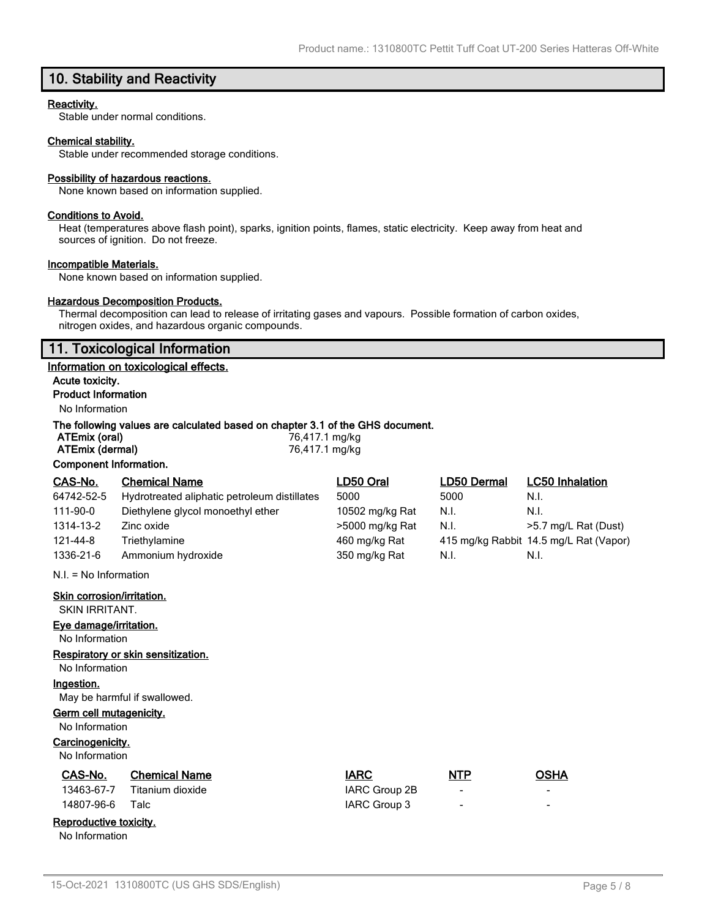## 10. Stability and Reactivity

**Reactivity.**

Stable under normal conditions.

**Chemical stability.**

Stable under recommended storage conditions.

**Possibility of hazardous reactions.**

None known based on information supplied.

**Conditions to Avoid.**

Heat (temperatures above flash point), sparks, ignition points, flames, static electricity. Keep away from heat and sources of ignition. Do not freeze.

**Incompatible Materials.**

None known based on information supplied.

**Hazardous Decomposition Products.**

Thermal decomposition can lead to release of irritating gases and vapours. Possible formation of carbon oxides, nitrogen oxides, and hazardous organic compounds.

## 11. Toxicological Information

**Information on toxicological effects.**

**Acute toxicity.**

**Product Information**

No Information

**The following values are calculated based on chapter 3.1 of the GHS document.**

| | |
|---|---|
| **ATEmix (oral)** | 76,417.1 mg/kg |
| **ATEmix (dermal)** | 76,417.1 mg/kg |

**Component Information.**

| CAS-No. | Chemical Name | LD50 Oral | LD50 Dermal | LC50 Inhalation |
|---|---|---|---|---|
| 64742-52-5 | Hydrotreated aliphatic petroleum distillates | 5000 | 5000 | N.I. |
| 111-90-0 | Diethylene glycol monoethyl ether | 10502 mg/kg Rat | N.I. | N.I. |
| 1314-13-2 | Zinc oxide | >5000 mg/kg Rat | N.I. | >5.7 mg/L Rat (Dust) |
| 121-44-8 | Triethylamine | 460 mg/kg Rat | 415 mg/kg Rabbit | 14.5 mg/L Rat (Vapor) |
| 1336-21-6 | Ammonium hydroxide | 350 mg/kg Rat | N.I. | N.I. |

N.I. = No Information

**Skin corrosion/irritation.**

SKIN IRRITANT.

**Eye damage/irritation.**

No Information

**Respiratory or skin sensitization.**

No Information

**Ingestion.**

May be harmful if swallowed.

**Germ cell mutagenicity.**

No Information

**Carcinogenicity.**

No Information

| CAS-No. | Chemical Name | IARC | NTP | OSHA |
|---|---|---|---|---|
| 13463-67-7 | Titanium dioxide | IARC Group 2B | - | - |
| 14807-96-6 | Talc | IARC Group 3 | - | - |

**Reproductive toxicity.**

No Information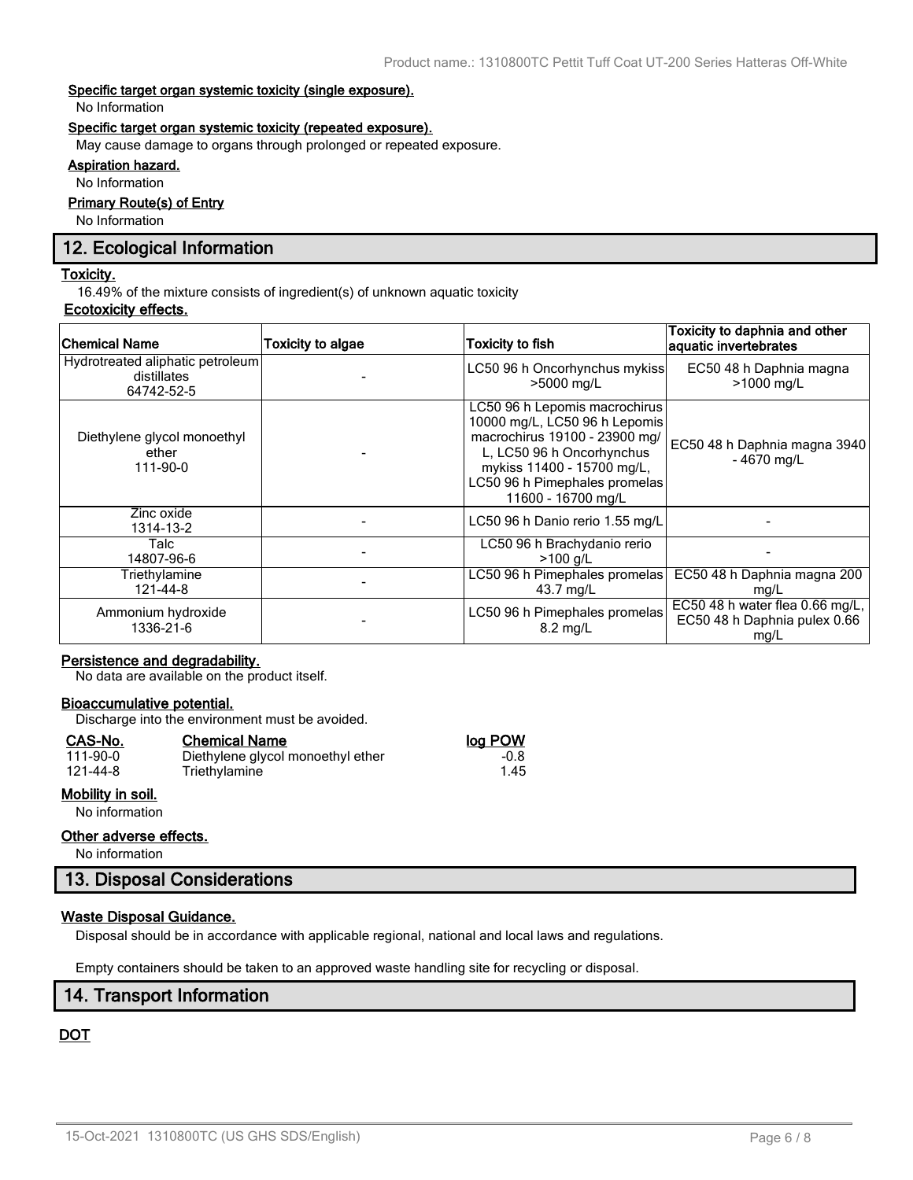**Specific target organ systemic toxicity (single exposure).**

No Information

**Specific target organ systemic toxicity (repeated exposure).**

May cause damage to organs through prolonged or repeated exposure.

**Aspiration hazard.**

No Information

**Primary Route(s) of Entry**

No Information

## 12. Ecological Information

**Toxicity.**

16.49% of the mixture consists of ingredient(s) of unknown aquatic toxicity

**Ecotoxicity effects.**

| Chemical Name | Toxicity to algae | Toxicity to fish | Toxicity to daphnia and other aquatic invertebrates |
|---|---|---|---|
| Hydrotreated aliphatic petroleum distillates 64742-52-5 | - | LC50 96 h Oncorhynchus mykiss >5000 mg/L | EC50 48 h Daphnia magna >1000 mg/L |
| Diethylene glycol monoethyl ether 111-90-0 | - | LC50 96 h Lepomis macrochirus 10000 mg/L, LC50 96 h Lepomis macrochirus 19100 - 23900 mg/L, LC50 96 h Oncorhynchus mykiss 11400 - 15700 mg/L, LC50 96 h Pimephales promelas 11600 - 16700 mg/L | EC50 48 h Daphnia magna 3940 - 4670 mg/L |
| Zinc oxide 1314-13-2 | - | LC50 96 h Danio rerio 1.55 mg/L | - |
| Talc 14807-96-6 | - | LC50 96 h Brachydanio rerio >100 g/L | - |
| Triethylamine 121-44-8 | - | LC50 96 h Pimephales promelas 43.7 mg/L | EC50 48 h Daphnia magna 200 mg/L |
| Ammonium hydroxide 1336-21-6 | - | LC50 96 h Pimephales promelas 8.2 mg/L | EC50 48 h water flea 0.66 mg/L, EC50 48 h Daphnia pulex 0.66 mg/L |

**Persistence and degradability.**

No data are available on the product itself.

**Bioaccumulative potential.**

Discharge into the environment must be avoided.

| CAS-No. | Chemical Name | log POW |
|---|---|---|
| 111-90-0 | Diethylene glycol monoethyl ether | -0.8 |
| 121-44-8 | Triethylamine | 1.45 |

**Mobility in soil.**

No information

**Other adverse effects.**

No information

## 13. Disposal Considerations

**Waste Disposal Guidance.**

Disposal should be in accordance with applicable regional, national and local laws and regulations.

Empty containers should be taken to an approved waste handling site for recycling or disposal.

## 14. Transport Information

**DOT**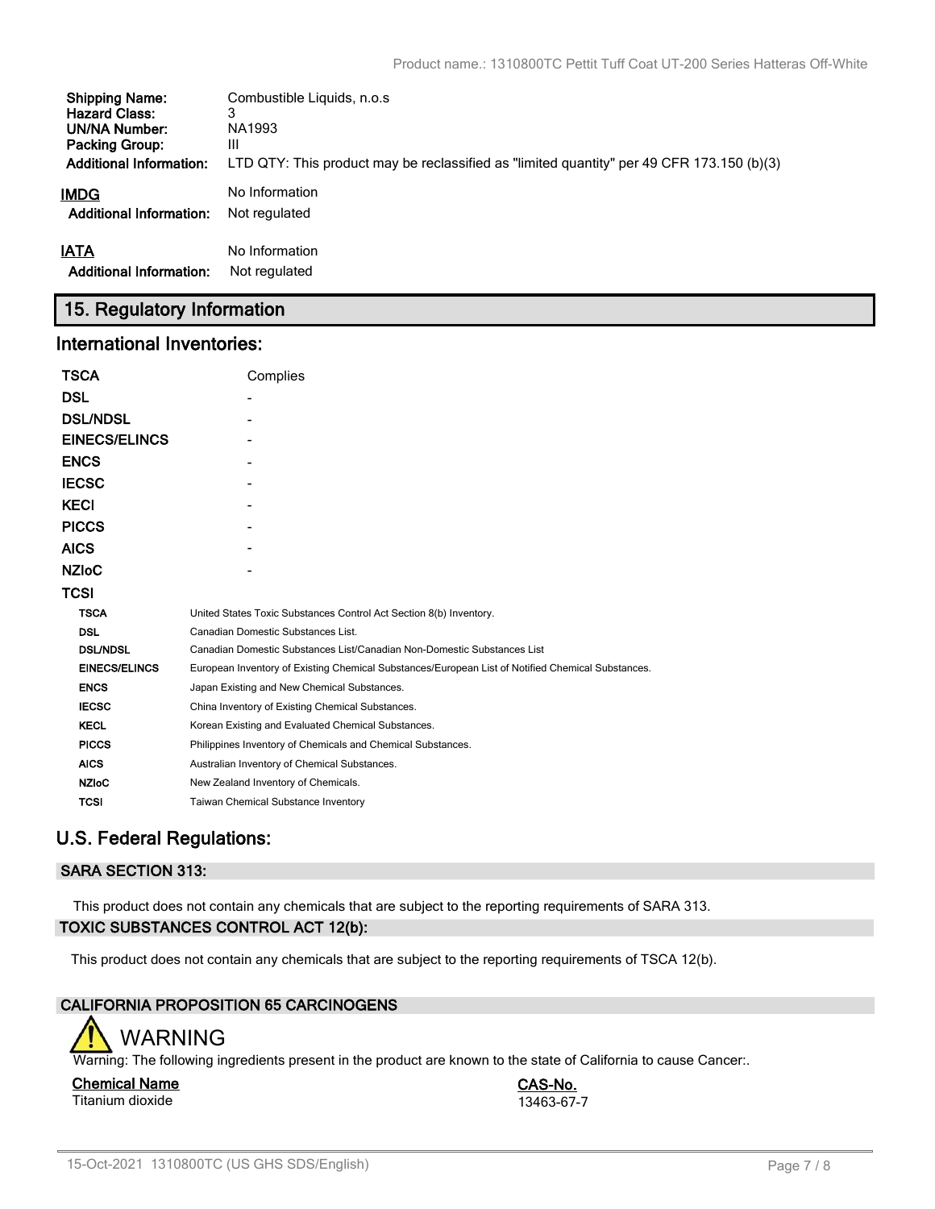| | |
|---|---|
| **Shipping Name:** | Combustible Liquids, n.o.s |
| **Hazard Class:** | 3 |
| **UN/NA Number:** | NA1993 |
| **Packing Group:** | III |
| **Additional Information:** | LTD QTY: This product may be reclassified as "limited quantity" per 49 CFR 173.150 (b)(3) |

**IMDG** No Information

**Additional Information:** Not regulated

**IATA** No Information

**Additional Information:** Not regulated

## 15. Regulatory Information

### International Inventories:

| | |
|---|---|
| **TSCA** | Complies |
| **DSL** | - |
| **DSL/NDSL** | - |
| **EINECS/ELINCS** | - |
| **ENCS** | - |
| **IECSC** | - |
| **KECI** | - |
| **PICCS** | - |
| **AICS** | - |
| **NZIoC** | - |
| **TCSI** | |

| | |
|---|---|
| **TSCA** | United States Toxic Substances Control Act Section 8(b) Inventory. |
| **DSL** | Canadian Domestic Substances List. |
| **DSL/NDSL** | Canadian Domestic Substances List/Canadian Non-Domestic Substances List |
| **EINECS/ELINCS** | European Inventory of Existing Chemical Substances/European List of Notified Chemical Substances. |
| **ENCS** | Japan Existing and New Chemical Substances. |
| **IECSC** | China Inventory of Existing Chemical Substances. |
| **KECL** | Korean Existing and Evaluated Chemical Substances. |
| **PICCS** | Philippines Inventory of Chemicals and Chemical Substances. |
| **AICS** | Australian Inventory of Chemical Substances. |
| **NZIoC** | New Zealand Inventory of Chemicals. |
| **TCSI** | Taiwan Chemical Substance Inventory |

### U.S. Federal Regulations:

#### SARA SECTION 313:

This product does not contain any chemicals that are subject to the reporting requirements of SARA 313.

#### TOXIC SUBSTANCES CONTROL ACT 12(b):

This product does not contain any chemicals that are subject to the reporting requirements of TSCA 12(b).

#### CALIFORNIA PROPOSITION 65 CARCINOGENS

WARNING

Warning: The following ingredients present in the product are known to the state of California to cause Cancer:.

| Chemical Name | CAS-No. |
|---|---|
| Titanium dioxide | 13463-67-7 |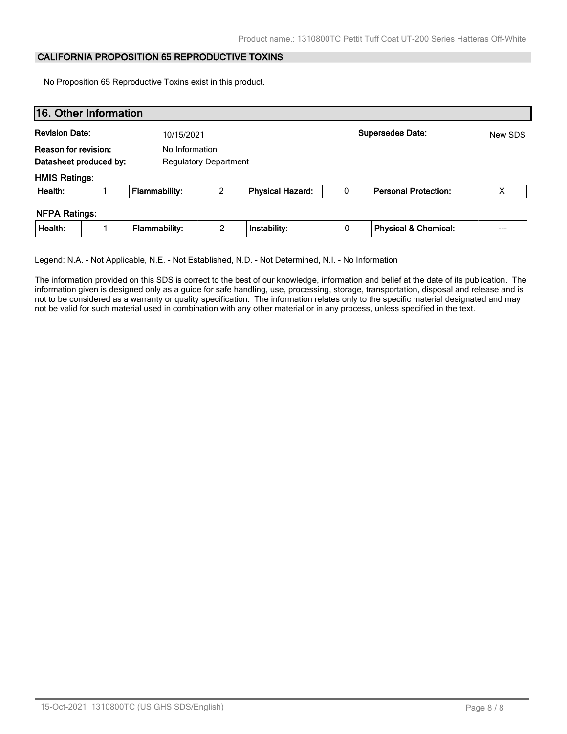### CALIFORNIA PROPOSITION 65 REPRODUCTIVE TOXINS

No Proposition 65 Reproductive Toxins exist in this product.

## 16. Other Information

**Revision Date:** 10/15/2021 **Supersedes Date:** New SDS

**Reason for revision:** No Information

**Datasheet produced by:** Regulatory Department

**HMIS Ratings:**

| | | | | | | | |
|---|---|---|---|---|---|---|---|
| **Health:** | 1 | **Flammability:** | 2 | **Physical Hazard:** | 0 | **Personal Protection:** | X |

**NFPA Ratings:**

| | | | | | | | |
|---|---|---|---|---|---|---|---|
| **Health:** | 1 | **Flammability:** | 2 | **Instability:** | 0 | **Physical & Chemical:** | --- |

Legend: N.A. - Not Applicable, N.E. - Not Established, N.D. - Not Determined, N.I. - No Information

The information provided on this SDS is correct to the best of our knowledge, information and belief at the date of its publication. The information given is designed only as a guide for safe handling, use, processing, storage, transportation, disposal and release and is not to be considered as a warranty or quality specification. The information relates only to the specific material designated and may not be valid for such material used in combination with any other material or in any process, unless specified in the text.